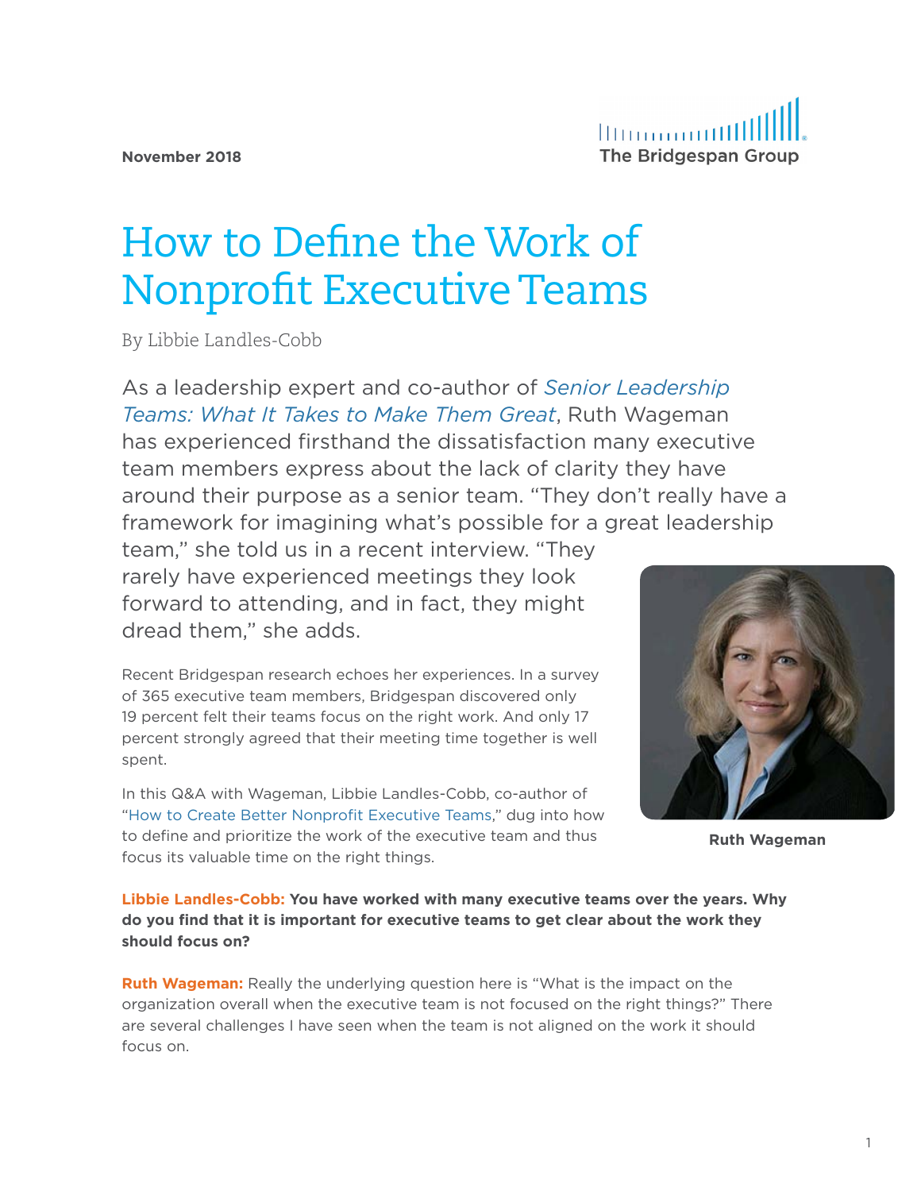November 2018

# How to Define the Work of Nonprofit Executive Teams

By Libbie Landles-Cobb

As a leadership expert and co-author of *Senior Leadership Teams: What It Takes to Make Them Great*, Ruth Wageman has experienced firsthand the dissatisfaction many executive team members express about the lack of clarity they have around their purpose as a senior team. "They don't really have a framework for imagining what's possible for a great leadership team," she told us in a recent interview. "They rarely have experienced meetings they look forward to attending, and in fact, they might dread them," she adds.

Recent Bridgespan research echoes her experiences. In a survey of 365 executive team members, Bridgespan discovered only 19 percent felt their teams focus on the right work. And only 17 percent strongly agreed that their meeting time together is well spent.

In this Q&A with Wageman, Libbie Landles-Cobb, co-author of "How to Create Better Nonprofit Executive Teams," dug into how to define and prioritize the work of the executive team and thus focus its valuable time on the right things.

**Ruth Wageman**

**Libbie Landles-Cobb: You have worked with many executive teams over the years. Why do you find that it is important for executive teams to get clear about the work they should focus on?**

**Ruth Wageman:** Really the underlying question here is "What is the impact on the organization overall when the executive team is not focused on the right things?" There are several challenges I have seen when the team is not aligned on the work it should focus on.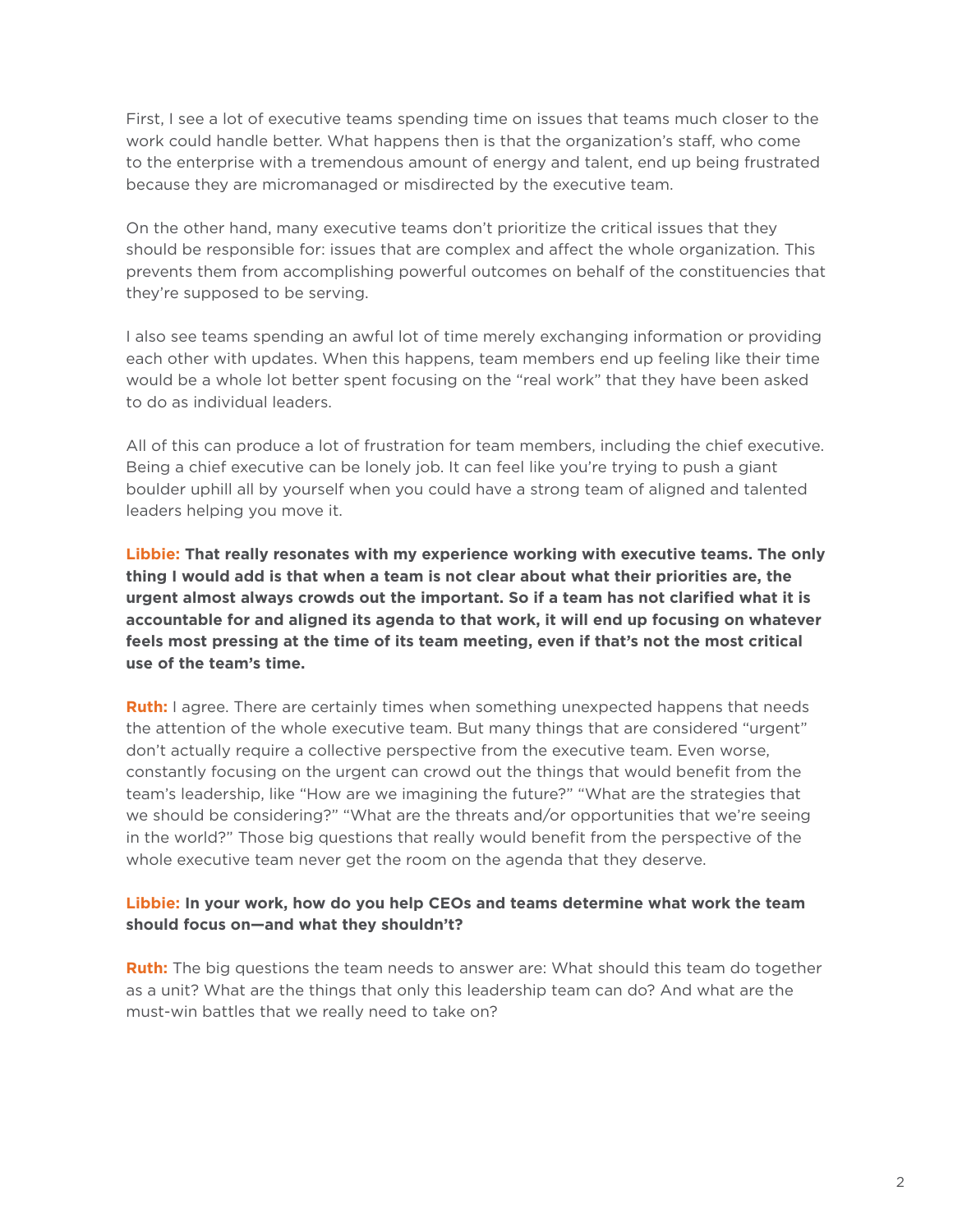First, I see a lot of executive teams spending time on issues that teams much closer to the work could handle better. What happens then is that the organization's staff, who come to the enterprise with a tremendous amount of energy and talent, end up being frustrated because they are micromanaged or misdirected by the executive team.

On the other hand, many executive teams don't prioritize the critical issues that they should be responsible for: issues that are complex and affect the whole organization. This prevents them from accomplishing powerful outcomes on behalf of the constituencies that they're supposed to be serving.

I also see teams spending an awful lot of time merely exchanging information or providing each other with updates. When this happens, team members end up feeling like their time would be a whole lot better spent focusing on the "real work" that they have been asked to do as individual leaders.

All of this can produce a lot of frustration for team members, including the chief executive. Being a chief executive can be lonely job. It can feel like you're trying to push a giant boulder uphill all by yourself when you could have a strong team of aligned and talented leaders helping you move it.

**Libbie: That really resonates with my experience working with executive teams. The only thing I would add is that when a team is not clear about what their priorities are, the urgent almost always crowds out the important. So if a team has not clarified what it is accountable for and aligned its agenda to that work, it will end up focusing on whatever feels most pressing at the time of its team meeting, even if that's not the most critical use of the team's time.**

**Ruth:** I agree. There are certainly times when something unexpected happens that needs the attention of the whole executive team. But many things that are considered "urgent" don't actually require a collective perspective from the executive team. Even worse, constantly focusing on the urgent can crowd out the things that would benefit from the team's leadership, like "How are we imagining the future?" "What are the strategies that we should be considering?" "What are the threats and/or opportunities that we're seeing in the world?" Those big questions that really would benefit from the perspective of the whole executive team never get the room on the agenda that they deserve.

**Libbie: In your work, how do you help CEOs and teams determine what work the team should focus on—and what they shouldn't?**

**Ruth:** The big questions the team needs to answer are: What should this team do together as a unit? What are the things that only this leadership team can do? And what are the must-win battles that we really need to take on?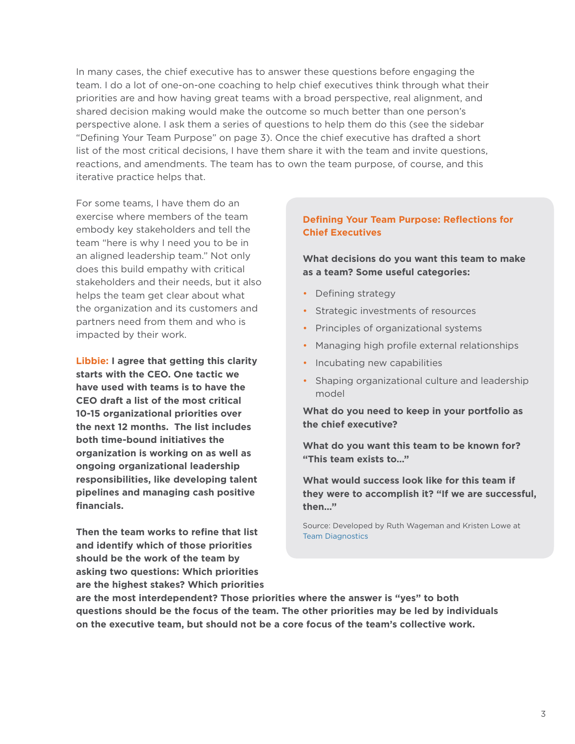In many cases, the chief executive has to answer these questions before engaging the team. I do a lot of one-on-one coaching to help chief executives think through what their priorities are and how having great teams with a broad perspective, real alignment, and shared decision making would make the outcome so much better than one person's perspective alone. I ask them a series of questions to help them do this (see the sidebar "Defining Your Team Purpose" on page 3). Once the chief executive has drafted a short list of the most critical decisions, I have them share it with the team and invite questions, reactions, and amendments. The team has to own the team purpose, of course, and this iterative practice helps that.

For some teams, I have them do an exercise where members of the team embody key stakeholders and tell the team "here is why I need you to be in an aligned leadership team." Not only does this build empathy with critical stakeholders and their needs, but it also helps the team get clear about what the organization and its customers and partners need from them and who is impacted by their work.

**Libbie: I agree that getting this clarity starts with the CEO. One tactic we have used with teams is to have the CEO draft a list of the most critical 10-15 organizational priorities over the next 12 months. The list includes both time-bound initiatives the organization is working on as well as ongoing organizational leadership responsibilities, like developing talent pipelines and managing cash positive financials.**

**Then the team works to refine that list and identify which of those priorities should be the work of the team by asking two questions: Which priorities are the highest stakes? Which priorities are the most interdependent? Those priorities where the answer is "yes" to both questions should be the focus of the team. The other priorities may be led by individuals on the executive team, but should not be a core focus of the team's collective work.**

### Defining Your Team Purpose: Reflections for Chief Executives

**What decisions do you want this team to make as a team? Some useful categories:**

- Defining strategy
- Strategic investments of resources
- Principles of organizational systems
- Managing high profile external relationships
- Incubating new capabilities
- Shaping organizational culture and leadership model

**What do you need to keep in your portfolio as the chief executive?**

**What do you want this team to be known for? "This team exists to..."**

**What would success look like for this team if they were to accomplish it? "If we are successful, then..."**

Source: Developed by Ruth Wageman and Kristen Lowe at Team Diagnostics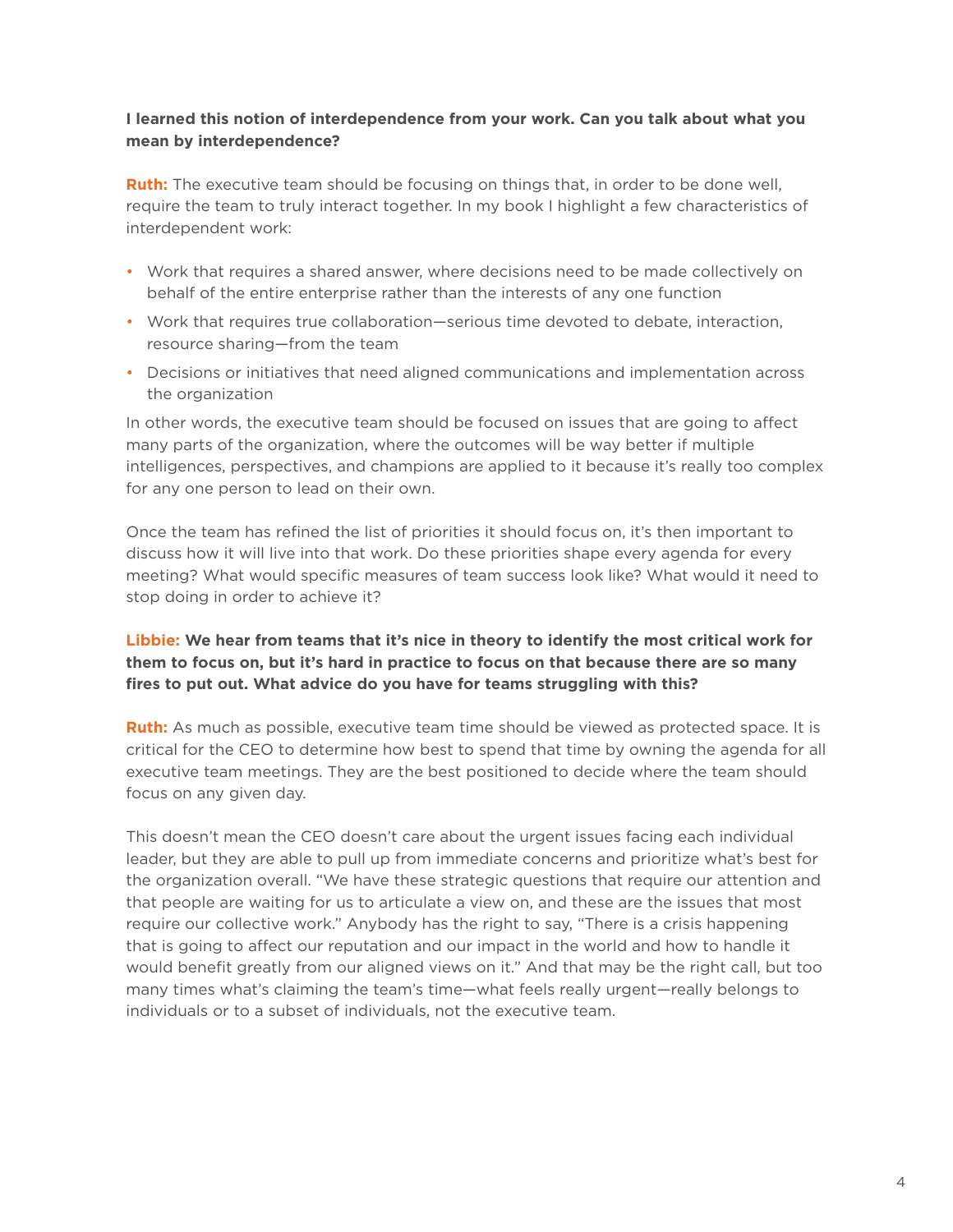**I learned this notion of interdependence from your work. Can you talk about what you mean by interdependence?**

**Ruth:** The executive team should be focusing on things that, in order to be done well, require the team to truly interact together. In my book I highlight a few characteristics of interdependent work:

- Work that requires a shared answer, where decisions need to be made collectively on behalf of the entire enterprise rather than the interests of any one function
- Work that requires true collaboration—serious time devoted to debate, interaction, resource sharing—from the team
- Decisions or initiatives that need aligned communications and implementation across the organization

In other words, the executive team should be focused on issues that are going to affect many parts of the organization, where the outcomes will be way better if multiple intelligences, perspectives, and champions are applied to it because it's really too complex for any one person to lead on their own.

Once the team has refined the list of priorities it should focus on, it's then important to discuss how it will live into that work. Do these priorities shape every agenda for every meeting? What would specific measures of team success look like? What would it need to stop doing in order to achieve it?

**Libbie: We hear from teams that it's nice in theory to identify the most critical work for them to focus on, but it's hard in practice to focus on that because there are so many fires to put out. What advice do you have for teams struggling with this?**

**Ruth:** As much as possible, executive team time should be viewed as protected space. It is critical for the CEO to determine how best to spend that time by owning the agenda for all executive team meetings. They are the best positioned to decide where the team should focus on any given day.

This doesn't mean the CEO doesn't care about the urgent issues facing each individual leader, but they are able to pull up from immediate concerns and prioritize what's best for the organization overall. "We have these strategic questions that require our attention and that people are waiting for us to articulate a view on, and these are the issues that most require our collective work." Anybody has the right to say, "There is a crisis happening that is going to affect our reputation and our impact in the world and how to handle it would benefit greatly from our aligned views on it." And that may be the right call, but too many times what's claiming the team's time—what feels really urgent—really belongs to individuals or to a subset of individuals, not the executive team.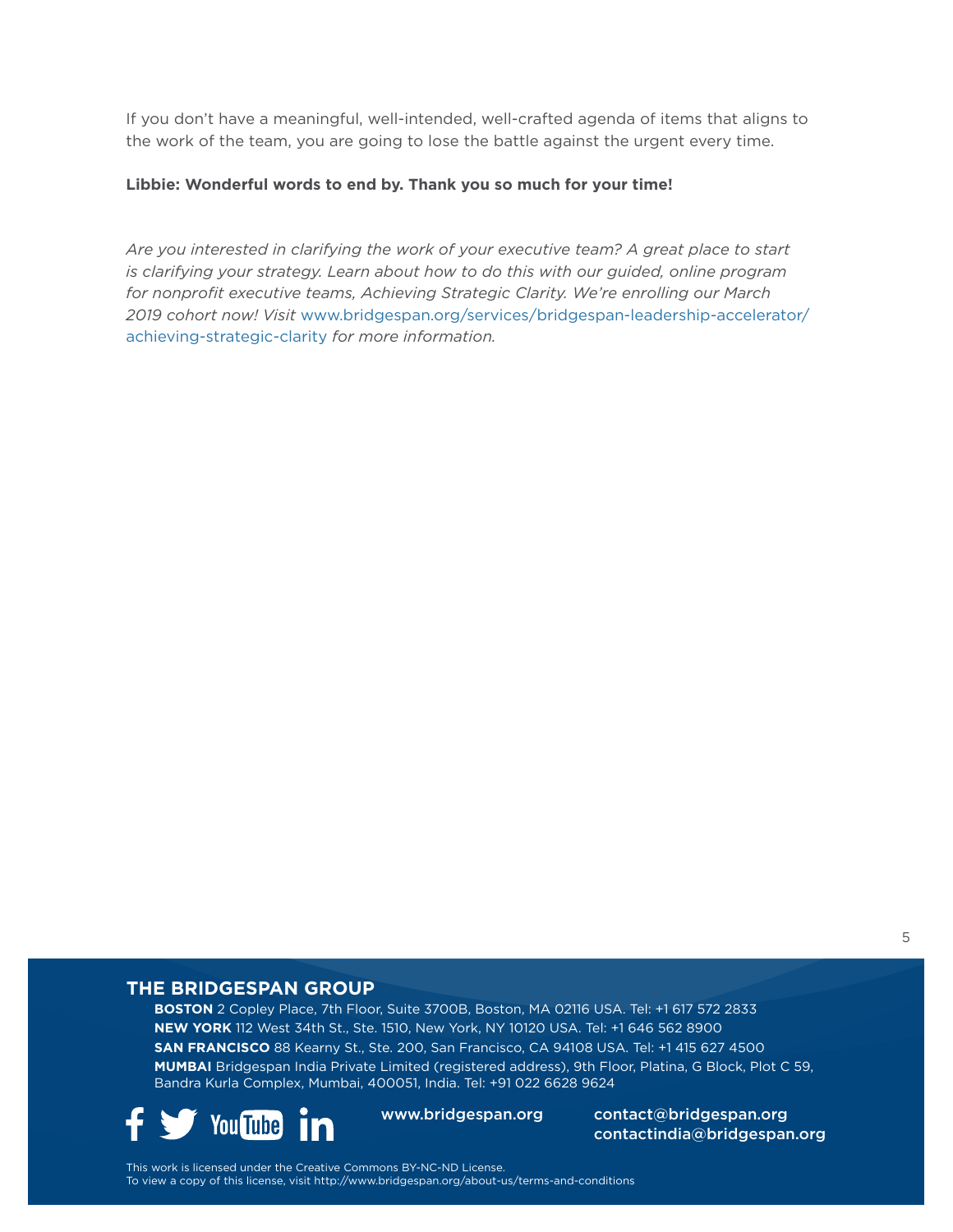If you don't have a meaningful, well-intended, well-crafted agenda of items that aligns to the work of the team, you are going to lose the battle against the urgent every time.

**Libbie: Wonderful words to end by. Thank you so much for your time!**

*Are you interested in clarifying the work of your executive team? A great place to start is clarifying your strategy. Learn about how to do this with our guided, online program for nonprofit executive teams, Achieving Strategic Clarity. We're enrolling our March 2019 cohort now! Visit* www.bridgespan.org/services/bridgespan-leadership-accelerator/achieving-strategic-clarity *for more information.*

## THE BRIDGESPAN GROUP

**BOSTON** 2 Copley Place, 7th Floor, Suite 3700B, Boston, MA 02116 USA. Tel: +1 617 572 2833
**NEW YORK** 112 West 34th St., Ste. 1510, New York, NY 10120 USA. Tel: +1 646 562 8900
**SAN FRANCISCO** 88 Kearny St., Ste. 200, San Francisco, CA 94108 USA. Tel: +1 415 627 4500
**MUMBAI** Bridgespan India Private Limited (registered address), 9th Floor, Platina, G Block, Plot C 59, Bandra Kurla Complex, Mumbai, 400051, India. Tel: +91 022 6628 9624

www.bridgespan.org

contact@bridgespan.org
contactindia@bridgespan.org

This work is licensed under the Creative Commons BY-NC-ND License.
To view a copy of this license, visit http://www.bridgespan.org/about-us/terms-and-conditions